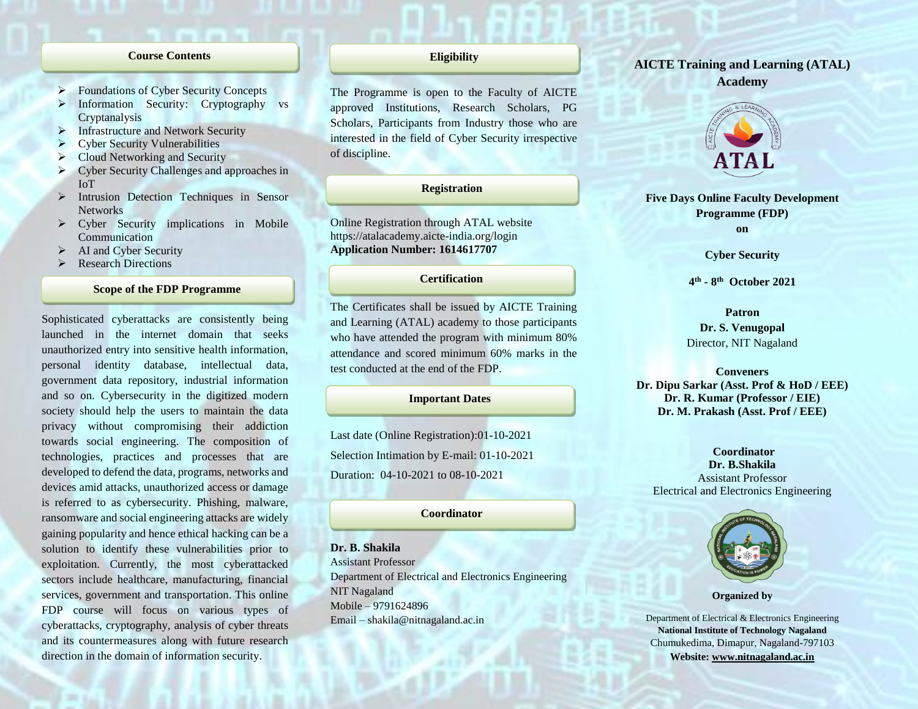## Course Contents

- Foundations of Cyber Security Concepts
- Information Security: Cryptography vs Cryptanalysis
- Infrastructure and Network Security
- Cyber Security Vulnerabilities
- Cloud Networking and Security
- Cyber Security Challenges and approaches in IoT
- Intrusion Detection Techniques in Sensor Networks
- Cyber Security implications in Mobile Communication
- AI and Cyber Security
- Research Directions

## Scope of the FDP Programme

Sophisticated cyberattacks are consistently being launched in the internet domain that seeks unauthorized entry into sensitive health information, personal identity database, intellectual data, government data repository, industrial information and so on. Cybersecurity in the digitized modern society should help the users to maintain the data privacy without compromising their addiction towards social engineering. The composition of technologies, practices and processes that are developed to defend the data, programs, networks and devices amid attacks, unauthorized access or damage is referred to as cybersecurity. Phishing, malware, ransomware and social engineering attacks are widely gaining popularity and hence ethical hacking can be a solution to identify these vulnerabilities prior to exploitation. Currently, the most cyberattacked sectors include healthcare, manufacturing, financial services, government and transportation. This online FDP course will focus on various types of cyberattacks, cryptography, analysis of cyber threats and its countermeasures along with future research direction in the domain of information security.

## Eligibility

The Programme is open to the Faculty of AICTE approved Institutions, Research Scholars, PG Scholars, Participants from Industry those who are interested in the field of Cyber Security irrespective of discipline.

## Registration

Online Registration through ATAL website
https://atalacademy.aicte-india.org/login
**Application Number: 1614617707**

## Certification

The Certificates shall be issued by AICTE Training and Learning (ATAL) academy to those participants who have attended the program with minimum 80% attendance and scored minimum 60% marks in the test conducted at the end of the FDP.

## Important Dates

Last date (Online Registration):01-10-2021

Selection Intimation by E-mail: 01-10-2021

Duration: 04-10-2021 to 08-10-2021

## Coordinator

**Dr. B. Shakila**
Assistant Professor
Department of Electrical and Electronics Engineering
NIT Nagaland
Mobile – 9791624896
Email – shakila@nitnagaland.ac.in

# AICTE Training and Learning (ATAL) Academy

**Five Days Online Faculty Development Programme (FDP) on**

**Cyber Security**

**4th - 8th October 2021**

**Patron**
**Dr. S. Venugopal**
Director, NIT Nagaland

**Conveners**
**Dr. Dipu Sarkar (Asst. Prof & HoD / EEE)**
**Dr. R. Kumar (Professor / EIE)**
**Dr. M. Prakash (Asst. Prof / EEE)**

**Coordinator**
**Dr. B.Shakila**
Assistant Professor
Electrical and Electronics Engineering

**Organized by**

Department of Electrical & Electronics Engineering
**National Institute of Technology Nagaland**
Chumukedima, Dimapur, Nagaland-797103
**Website: www.nitnagaland.ac.in**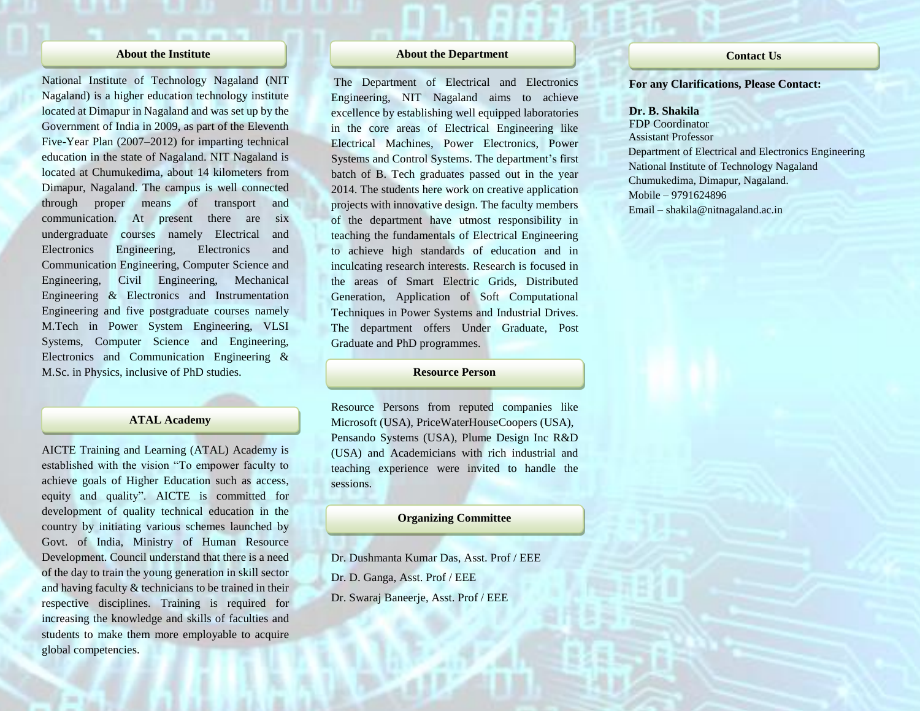## About the Institute

National Institute of Technology Nagaland (NIT Nagaland) is a higher education technology institute located at Dimapur in Nagaland and was set up by the Government of India in 2009, as part of the Eleventh Five-Year Plan (2007–2012) for imparting technical education in the state of Nagaland. NIT Nagaland is located at Chumukedima, about 14 kilometers from Dimapur, Nagaland. The campus is well connected through proper means of transport and communication. At present there are six undergraduate courses namely Electrical and Electronics Engineering, Electronics and Communication Engineering, Computer Science and Engineering, Civil Engineering, Mechanical Engineering & Electronics and Instrumentation Engineering and five postgraduate courses namely M.Tech in Power System Engineering, VLSI Systems, Computer Science and Engineering, Electronics and Communication Engineering & M.Sc. in Physics, inclusive of PhD studies.

## ATAL Academy

AICTE Training and Learning (ATAL) Academy is established with the vision "To empower faculty to achieve goals of Higher Education such as access, equity and quality". AICTE is committed for development of quality technical education in the country by initiating various schemes launched by Govt. of India, Ministry of Human Resource Development. Council understand that there is a need of the day to train the young generation in skill sector and having faculty & technicians to be trained in their respective disciplines. Training is required for increasing the knowledge and skills of faculties and students to make them more employable to acquire global competencies.

## About the Department

The Department of Electrical and Electronics Engineering, NIT Nagaland aims to achieve excellence by establishing well equipped laboratories in the core areas of Electrical Engineering like Electrical Machines, Power Electronics, Power Systems and Control Systems. The department's first batch of B. Tech graduates passed out in the year 2014. The students here work on creative application projects with innovative design. The faculty members of the department have utmost responsibility in teaching the fundamentals of Electrical Engineering to achieve high standards of education and in inculcating research interests. Research is focused in the areas of Smart Electric Grids, Distributed Generation, Application of Soft Computational Techniques in Power Systems and Industrial Drives. The department offers Under Graduate, Post Graduate and PhD programmes.

## Resource Person

Resource Persons from reputed companies like Microsoft (USA), PriceWaterHouseCoopers (USA), Pensando Systems (USA), Plume Design Inc R&D (USA) and Academicians with rich industrial and teaching experience were invited to handle the sessions.

## Organizing Committee

Dr. Dushmanta Kumar Das, Asst. Prof / EEE

Dr. D. Ganga, Asst. Prof / EEE

Dr. Swaraj Baneerje, Asst. Prof / EEE

## Contact Us

**For any Clarifications, Please Contact:**

**Dr. B. Shakila**
FDP Coordinator
Assistant Professor
Department of Electrical and Electronics Engineering
National Institute of Technology Nagaland
Chumukedima, Dimapur, Nagaland.
Mobile – 9791624896
Email – shakila@nitnagaland.ac.in